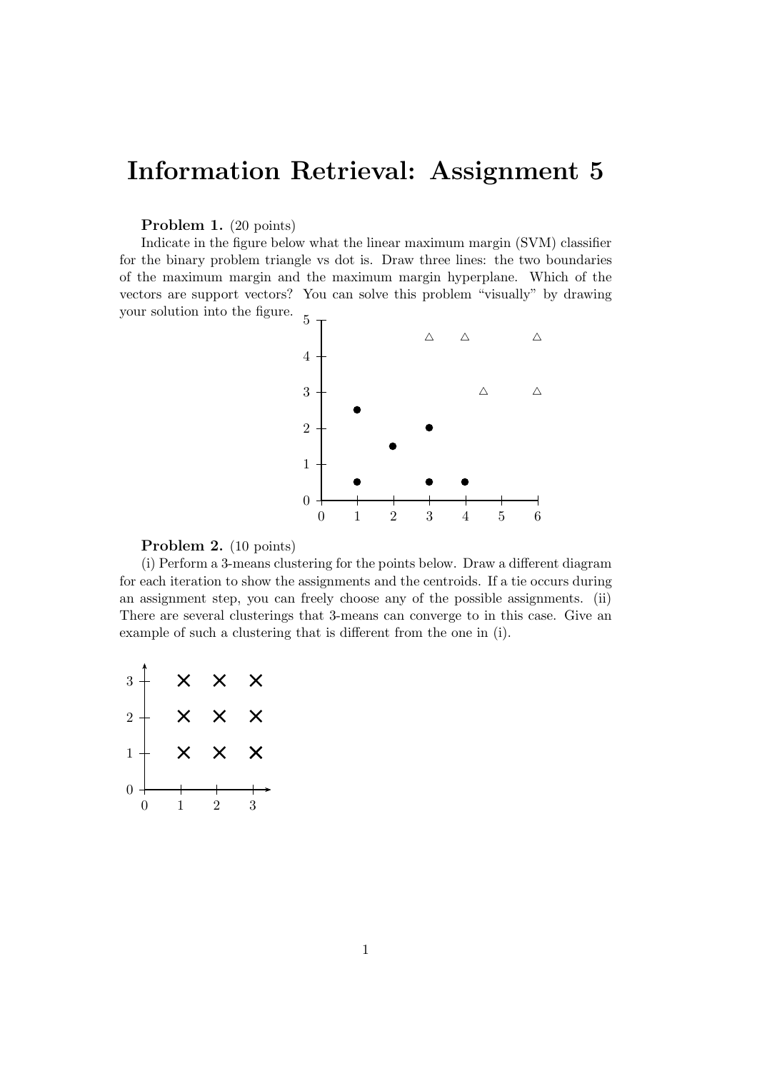# Information Retrieval: Assignment 5

**Problem 1.** (20 points)

Indicate in the figure below what the linear maximum margin (SVM) classifier for the binary problem triangle vs dot is. Draw three lines: the two boundaries of the maximum margin and the maximum margin hyperplane. Which of the vectors are support vectors? You can solve this problem "visually" by drawing your solution into the figure.

**Problem 2.** (10 points)

(i) Perform a 3-means clustering for the points below. Draw a different diagram for each iteration to show the assignments and the centroids. If a tie occurs during an assignment step, you can freely choose any of the possible assignments. (ii) There are several clusterings that 3-means can converge to in this case. Give an example of such a clustering that is different from the one in (i).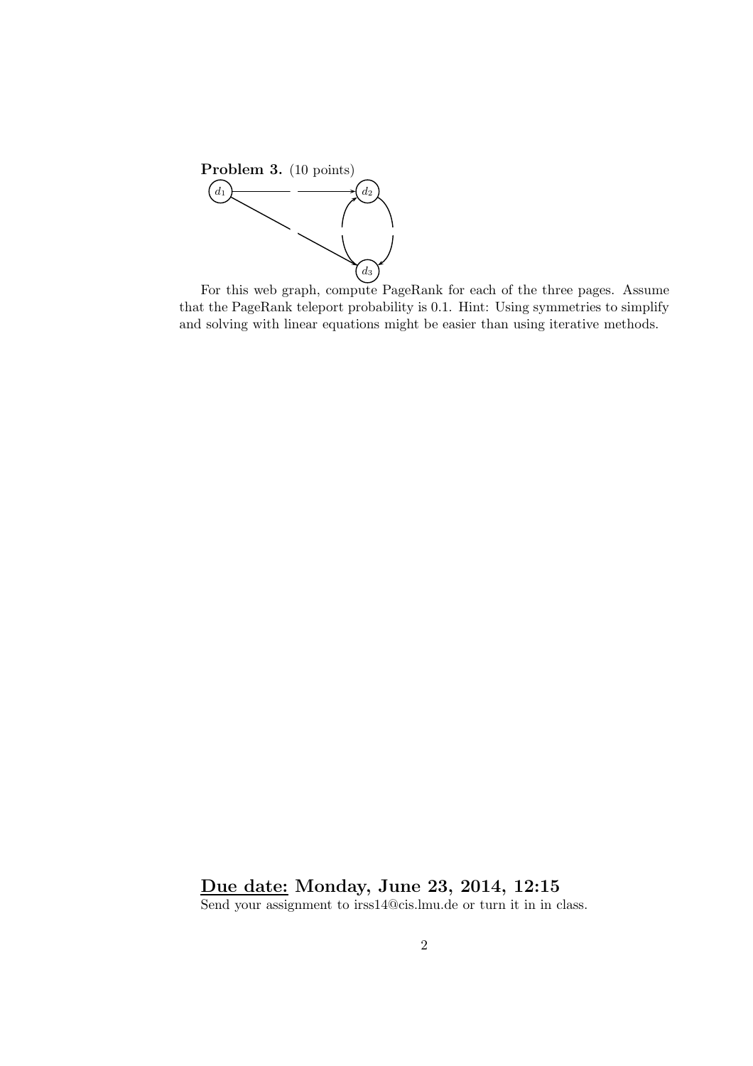**Problem 3.** (10 points)

$d_1$

$d_2$

$d_3$

For this web graph, compute PageRank for each of the three pages. Assume that the PageRank teleport probability is 0.1. Hint: Using symmetries to simplify and solving with linear equations might be easier than using iterative methods.

## Due date: Monday, June 23, 2014, 12:15

Send your assignment to irss14@cis.lmu.de or turn it in in class.